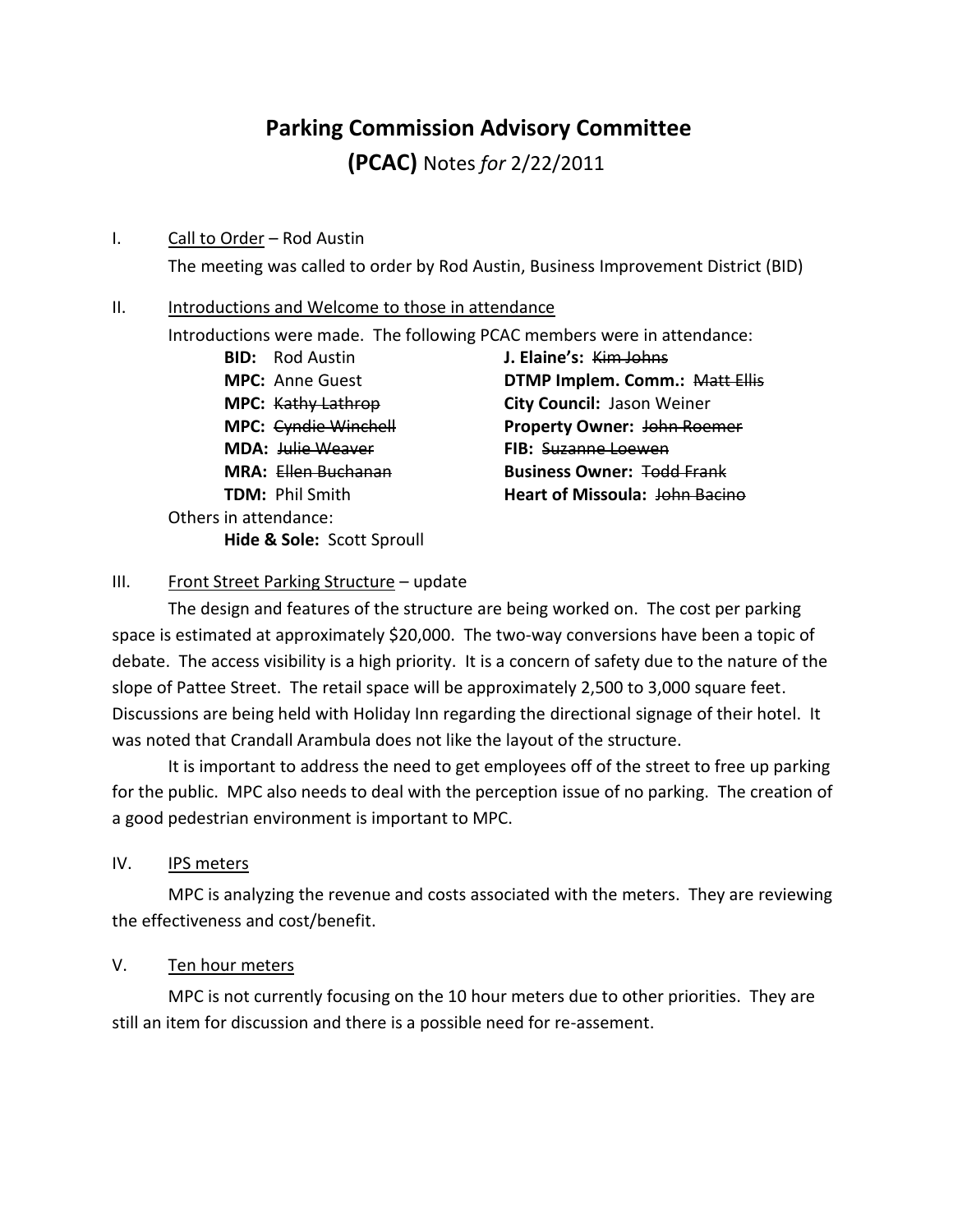# Parking Commission Advisory Committee

## (PCAC) Notes *for* 2/22/2011

I. Call to Order – Rod Austin

The meeting was called to order by Rod Austin, Business Improvement District (BID)

II. Introductions and Welcome to those in attendance

Introductions were made. The following PCAC members were in attendance:

**BID:** Rod Austin
**MPC:** Anne Guest
**MPC:** ~~Kathy Lathrop~~
**MPC:** ~~Cyndie Winchell~~
**MDA:** ~~Julie Weaver~~
**MRA:** ~~Ellen Buchanan~~
**TDM:** Phil Smith
**J. Elaine's:** ~~Kim Johns~~
**DTMP Implem. Comm.:** ~~Matt Ellis~~
**City Council:** Jason Weiner
**Property Owner:** ~~John Roemer~~
**FIB:** ~~Suzanne Loewen~~
**Business Owner:** ~~Todd Frank~~
**Heart of Missoula:** ~~John Bacino~~

Others in attendance:

**Hide & Sole:** Scott Sproull

III. Front Street Parking Structure – update

The design and features of the structure are being worked on. The cost per parking space is estimated at approximately $20,000. The two-way conversions have been a topic of debate. The access visibility is a high priority. It is a concern of safety due to the nature of the slope of Pattee Street. The retail space will be approximately 2,500 to 3,000 square feet. Discussions are being held with Holiday Inn regarding the directional signage of their hotel. It was noted that Crandall Arambula does not like the layout of the structure.

It is important to address the need to get employees off of the street to free up parking for the public. MPC also needs to deal with the perception issue of no parking. The creation of a good pedestrian environment is important to MPC.

IV. IPS meters

MPC is analyzing the revenue and costs associated with the meters. They are reviewing the effectiveness and cost/benefit.

V. Ten hour meters

MPC is not currently focusing on the 10 hour meters due to other priorities. They are still an item for discussion and there is a possible need for re-assement.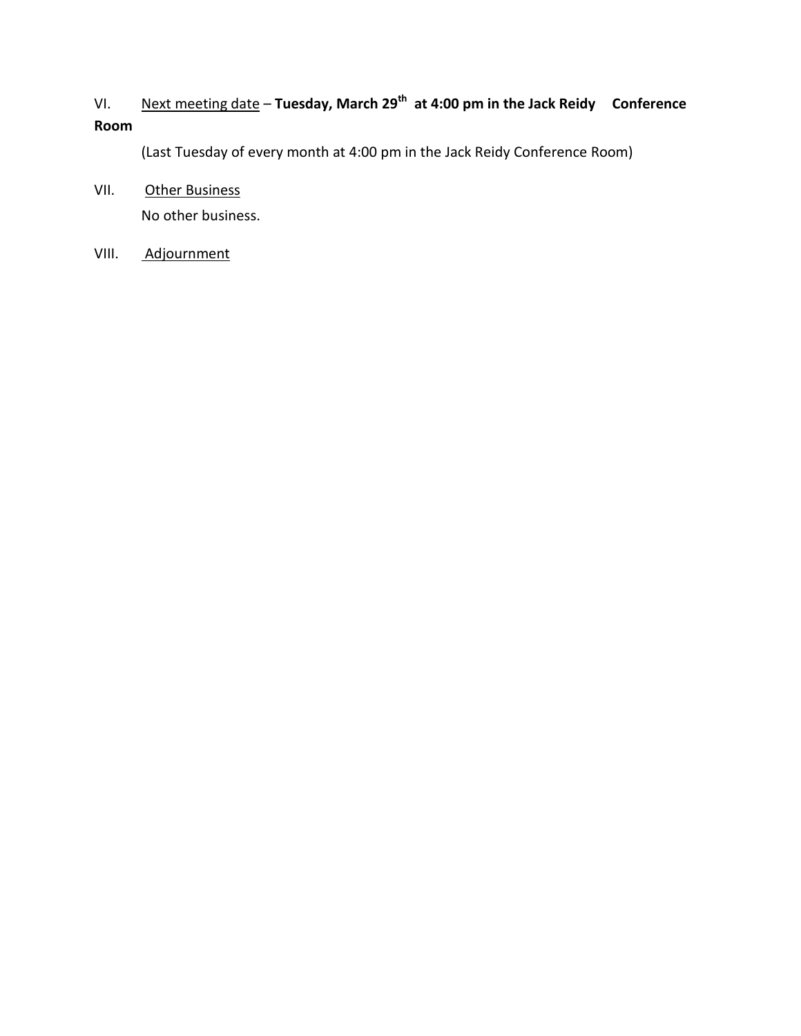VI. <u>Next meeting date</u> – **Tuesday, March 29th at 4:00 pm in the Jack Reidy Conference Room**

(Last Tuesday of every month at 4:00 pm in the Jack Reidy Conference Room)

VII. <u>Other Business</u>

No other business.

VIII. <u>Adjournment</u>